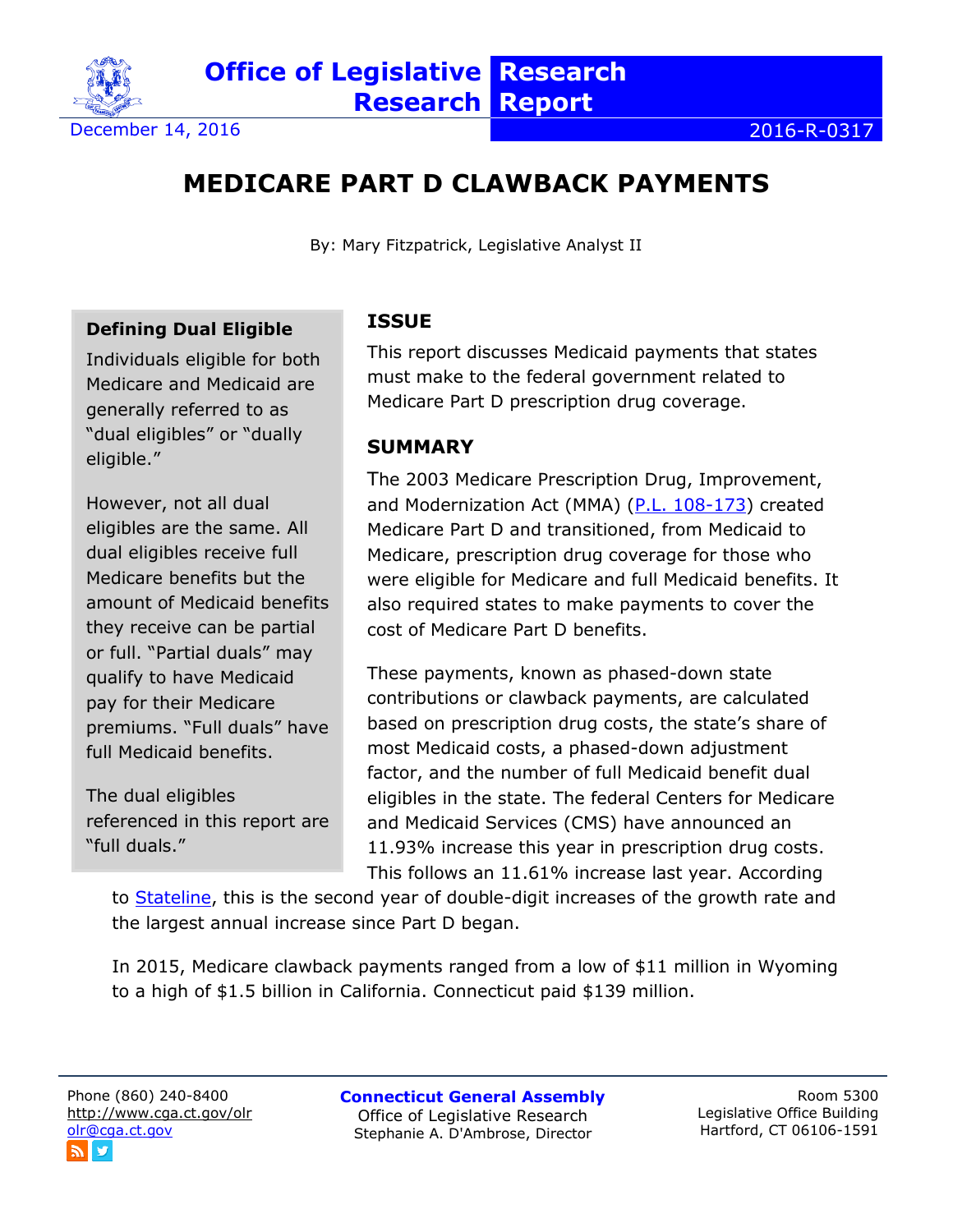Office of Legislative Research | Research Report

December 14, 2016 | 2016-R-0317

# MEDICARE PART D CLAWBACK PAYMENTS

By: Mary Fitzpatrick, Legislative Analyst II

**Defining Dual Eligible**

Individuals eligible for both Medicare and Medicaid are generally referred to as "dual eligibles" or "dually eligible."

However, not all dual eligibles are the same. All dual eligibles receive full Medicare benefits but the amount of Medicaid benefits they receive can be partial or full. "Partial duals" may qualify to have Medicaid pay for their Medicare premiums. "Full duals" have full Medicaid benefits.

The dual eligibles referenced in this report are "full duals."

## ISSUE

This report discusses Medicaid payments that states must make to the federal government related to Medicare Part D prescription drug coverage.

## SUMMARY

The 2003 Medicare Prescription Drug, Improvement, and Modernization Act (MMA) (P.L. 108-173) created Medicare Part D and transitioned, from Medicaid to Medicare, prescription drug coverage for those who were eligible for Medicare and full Medicaid benefits. It also required states to make payments to cover the cost of Medicare Part D benefits.

These payments, known as phased-down state contributions or clawback payments, are calculated based on prescription drug costs, the state's share of most Medicaid costs, a phased-down adjustment factor, and the number of full Medicaid benefit dual eligibles in the state. The federal Centers for Medicare and Medicaid Services (CMS) have announced an 11.93% increase this year in prescription drug costs. This follows an 11.61% increase last year. According to Stateline, this is the second year of double-digit increases of the growth rate and the largest annual increase since Part D began.

In 2015, Medicare clawback payments ranged from a low of $11 million in Wyoming to a high of $1.5 billion in California. Connecticut paid $139 million.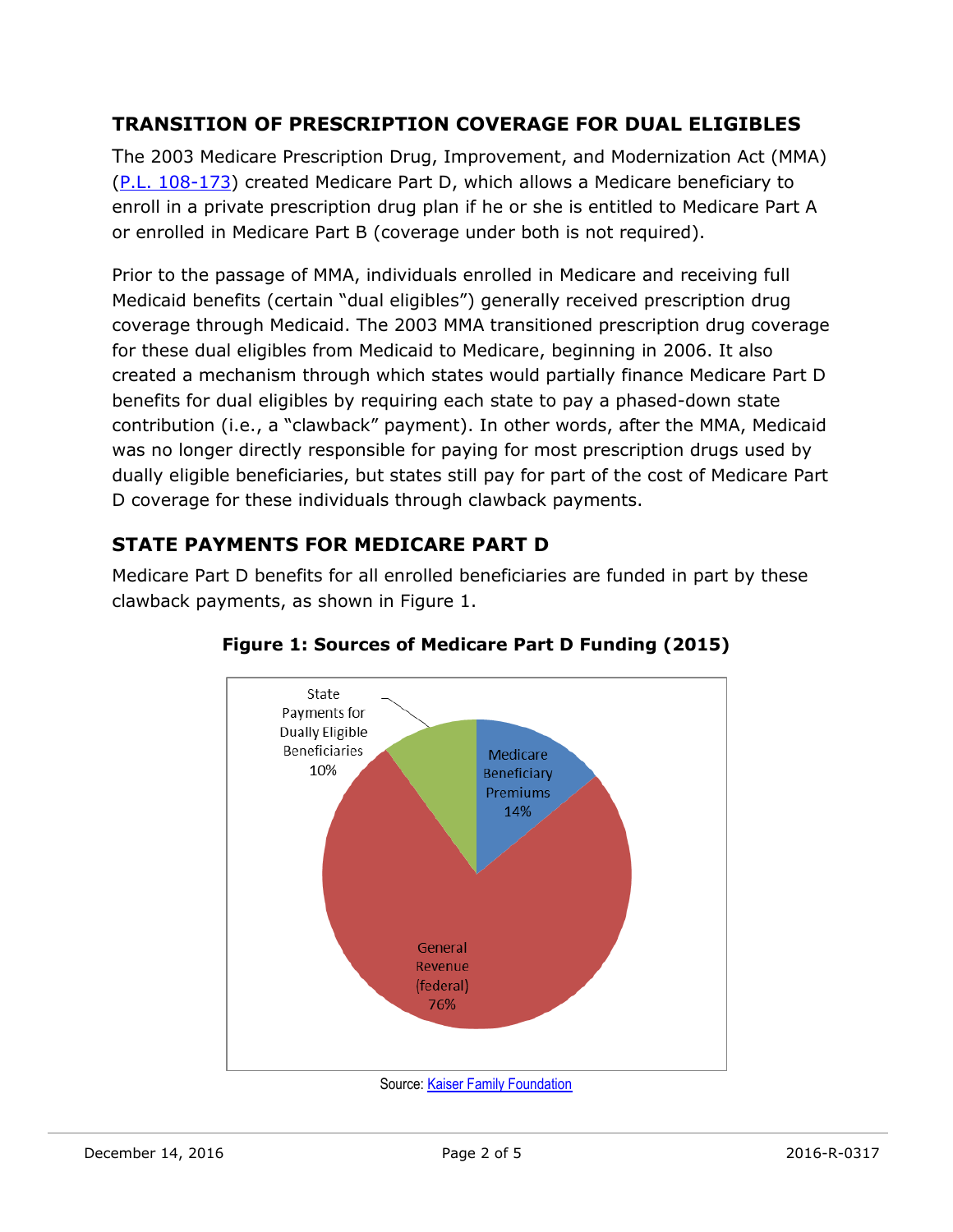## TRANSITION OF PRESCRIPTION COVERAGE FOR DUAL ELIGIBLES

The 2003 Medicare Prescription Drug, Improvement, and Modernization Act (MMA) (P.L. 108-173) created Medicare Part D, which allows a Medicare beneficiary to enroll in a private prescription drug plan if he or she is entitled to Medicare Part A or enrolled in Medicare Part B (coverage under both is not required).

Prior to the passage of MMA, individuals enrolled in Medicare and receiving full Medicaid benefits (certain "dual eligibles") generally received prescription drug coverage through Medicaid. The 2003 MMA transitioned prescription drug coverage for these dual eligibles from Medicaid to Medicare, beginning in 2006. It also created a mechanism through which states would partially finance Medicare Part D benefits for dual eligibles by requiring each state to pay a phased-down state contribution (i.e., a "clawback" payment). In other words, after the MMA, Medicaid was no longer directly responsible for paying for most prescription drugs used by dually eligible beneficiaries, but states still pay for part of the cost of Medicare Part D coverage for these individuals through clawback payments.

## STATE PAYMENTS FOR MEDICARE PART D

Medicare Part D benefits for all enrolled beneficiaries are funded in part by these clawback payments, as shown in Figure 1.

**Figure 1: Sources of Medicare Part D Funding (2015)**

| Source | Share |
|---|---|
| Medicare Beneficiary Premiums | 14% |
| General Revenue (federal) | 76% |
| State Payments for Dually Eligible Beneficiaries | 10% |

Source: Kaiser Family Foundation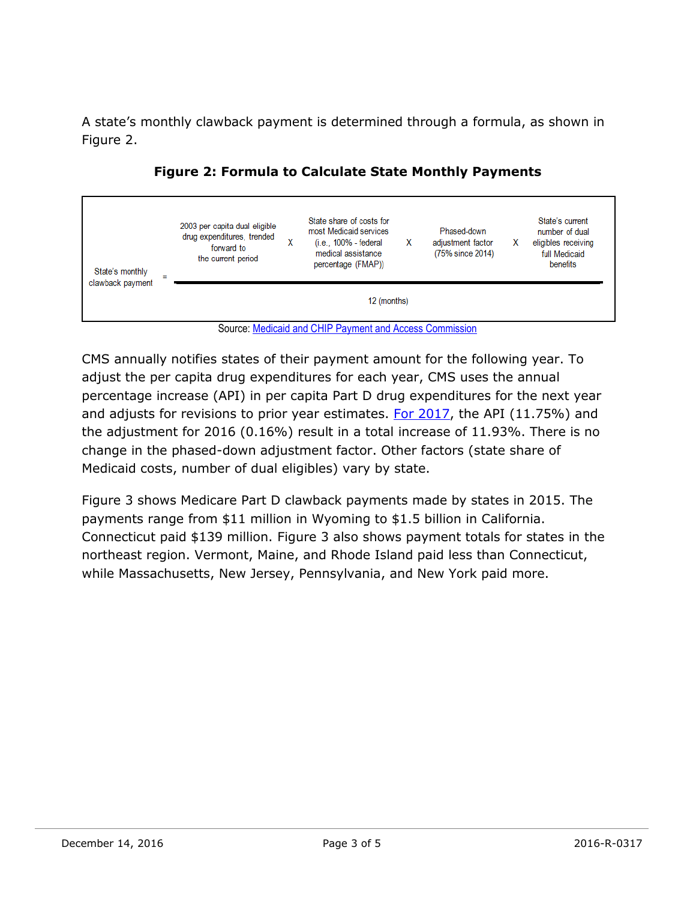A state's monthly clawback payment is determined through a formula, as shown in Figure 2.

**Figure 2: Formula to Calculate State Monthly Payments**

$$\text{State's monthly clawback payment} = \frac{\text{2003 per capita dual eligible drug expenditures, trended forward to the current period} \times \text{State share of costs for most Medicaid services (i.e., 100\% - federal medical assistance percentage (FMAP))} \times \text{Phased-down adjustment factor (75\% since 2014)} \times \text{State's current number of dual eligibles receiving full Medicaid benefits}}{\text{12 (months)}}$$

Source: Medicaid and CHIP Payment and Access Commission

CMS annually notifies states of their payment amount for the following year. To adjust the per capita drug expenditures for each year, CMS uses the annual percentage increase (API) in per capita Part D drug expenditures for the next year and adjusts for revisions to prior year estimates. For 2017, the API (11.75%) and the adjustment for 2016 (0.16%) result in a total increase of 11.93%. There is no change in the phased-down adjustment factor. Other factors (state share of Medicaid costs, number of dual eligibles) vary by state.

Figure 3 shows Medicare Part D clawback payments made by states in 2015. The payments range from $11 million in Wyoming to $1.5 billion in California. Connecticut paid $139 million. Figure 3 also shows payment totals for states in the northeast region. Vermont, Maine, and Rhode Island paid less than Connecticut, while Massachusetts, New Jersey, Pennsylvania, and New York paid more.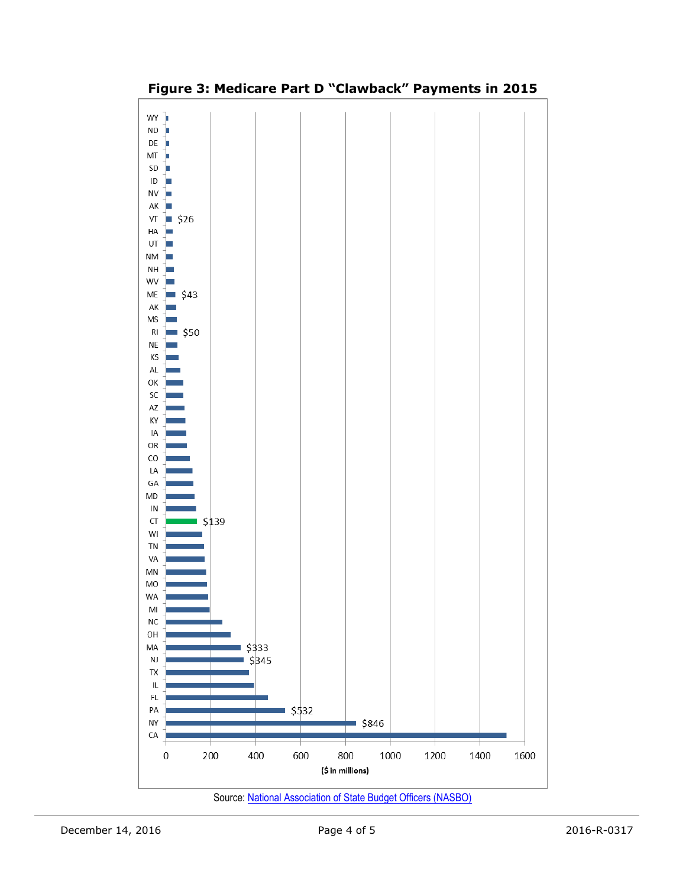**Figure 3: Medicare Part D "Clawback" Payments in 2015**

| State | Payment ($ in millions) |
|---|---|
| WY | |
| ND | |
| DE | |
| MT | |
| SD | |
| ID | |
| NV | |
| AK | |
| VT | $26 |
| HA | |
| UT | |
| NM | |
| NH | |
| WV | |
| ME | $43 |
| AK | |
| MS | |
| RI | $50 |
| NE | |
| KS | |
| AL | |
| OK | |
| SC | |
| AZ | |
| KY | |
| IA | |
| OR | |
| CO | |
| LA | |
| GA | |
| MD | |
| IN | |
| CT | $139 |
| WI | |
| TN | |
| VA | |
| MN | |
| MO | |
| WA | |
| MI | |
| NC | |
| OH | |
| MA | $333 |
| NJ | $345 |
| TX | |
| IL | |
| FL | |
| PA | $532 |
| NY | $846 |
| CA | |

($ in millions)

Source: [National Association of State Budget Officers (NASBO)]()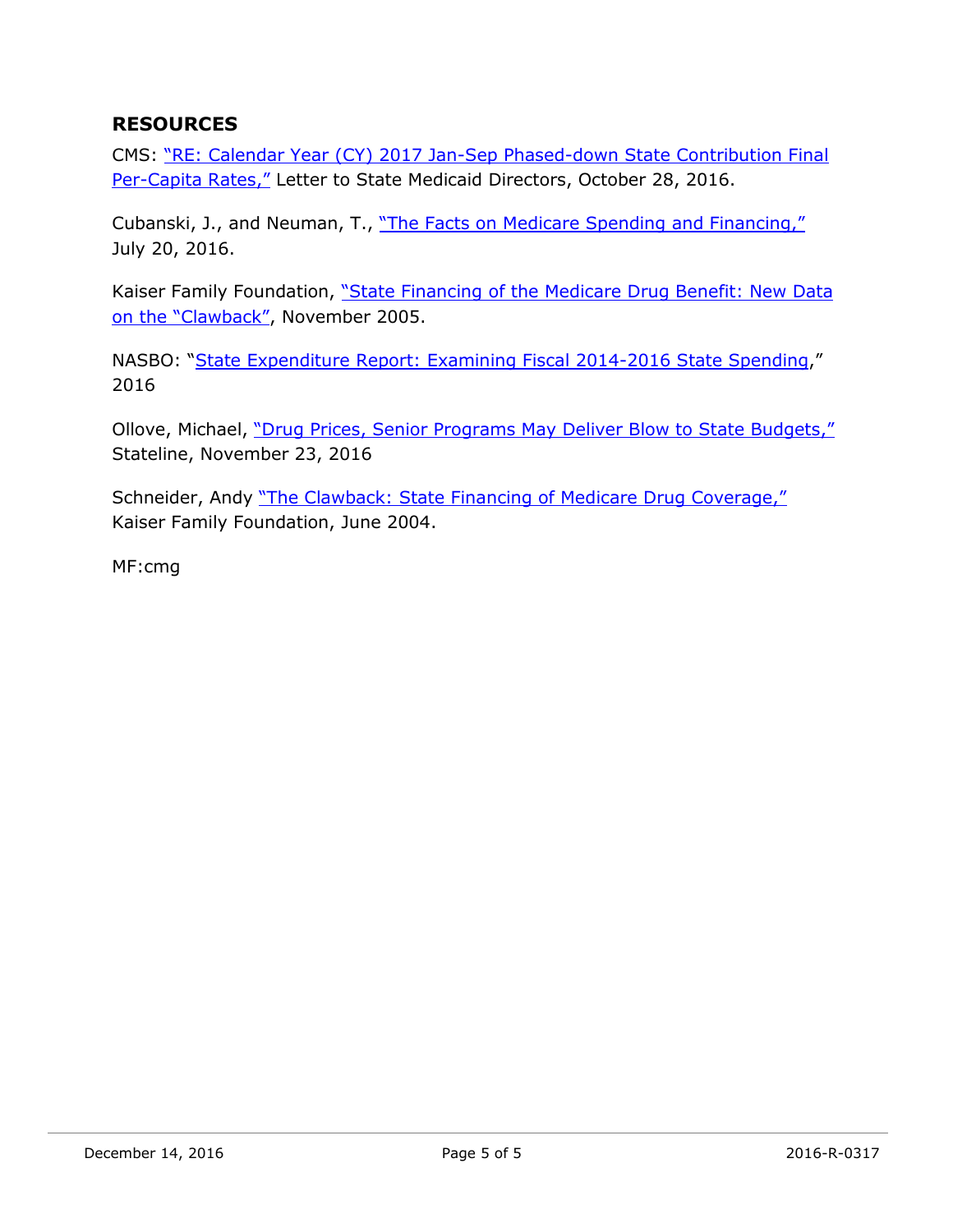## RESOURCES

CMS: "RE: Calendar Year (CY) 2017 Jan-Sep Phased-down State Contribution Final Per-Capita Rates," Letter to State Medicaid Directors, October 28, 2016.

Cubanski, J., and Neuman, T., "The Facts on Medicare Spending and Financing," July 20, 2016.

Kaiser Family Foundation, "State Financing of the Medicare Drug Benefit: New Data on the "Clawback", November 2005.

NASBO: "State Expenditure Report: Examining Fiscal 2014-2016 State Spending," 2016

Ollove, Michael, "Drug Prices, Senior Programs May Deliver Blow to State Budgets," Stateline, November 23, 2016

Schneider, Andy "The Clawback: State Financing of Medicare Drug Coverage," Kaiser Family Foundation, June 2004.

MF:cmg